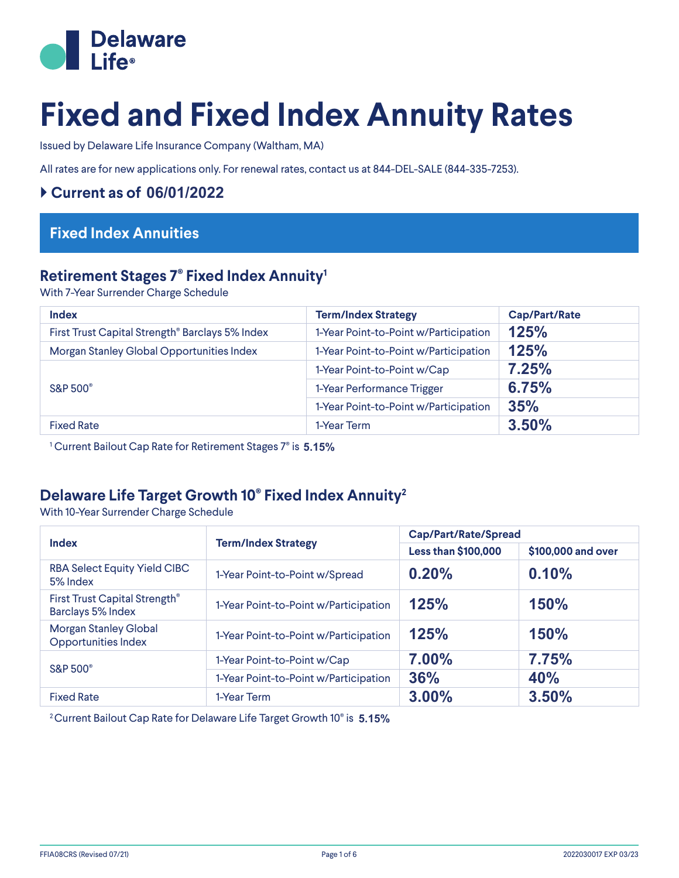Delaware Life®

# Fixed and Fixed Index Annuity Rates

Issued by Delaware Life Insurance Company (Waltham, MA)

All rates are for new applications only. For renewal rates, contact us at 844-DEL-SALE (844-335-7253).

### Current as of 06/01/2022

## Fixed Index Annuities

### Retirement Stages 7® Fixed Index Annuity[1]

With 7-Year Surrender Charge Schedule

| Index | Term/Index Strategy | Cap/Part/Rate |
|---|---|---|
| First Trust Capital Strength® Barclays 5% Index | 1-Year Point-to-Point w/Participation | **125%** |
| Morgan Stanley Global Opportunities Index | 1-Year Point-to-Point w/Participation | **125%** |
| S&P 500® | 1-Year Point-to-Point w/Cap | **7.25%** |
| | 1-Year Performance Trigger | **6.75%** |
| | 1-Year Point-to-Point w/Participation | **35%** |
| Fixed Rate | 1-Year Term | **3.50%** |

[1] Current Bailout Cap Rate for Retirement Stages 7® is **5.15%**

### Delaware Life Target Growth 10® Fixed Index Annuity[2]

With 10-Year Surrender Charge Schedule

| Index | Term/Index Strategy | Cap/Part/Rate/Spread | |
|---|---|---|---|
| | | Less than $100,000 | $100,000 and over |
| RBA Select Equity Yield CIBC 5% Index | 1-Year Point-to-Point w/Spread | **0.20%** | **0.10%** |
| First Trust Capital Strength® Barclays 5% Index | 1-Year Point-to-Point w/Participation | **125%** | **150%** |
| Morgan Stanley Global Opportunities Index | 1-Year Point-to-Point w/Participation | **125%** | **150%** |
| S&P 500® | 1-Year Point-to-Point w/Cap | **7.00%** | **7.75%** |
| | 1-Year Point-to-Point w/Participation | **36%** | **40%** |
| Fixed Rate | 1-Year Term | **3.00%** | **3.50%** |

[2] Current Bailout Cap Rate for Delaware Life Target Growth 10® is **5.15%**

FFIA08CRS (Revised 07/21)

2022030017 EXP 03/23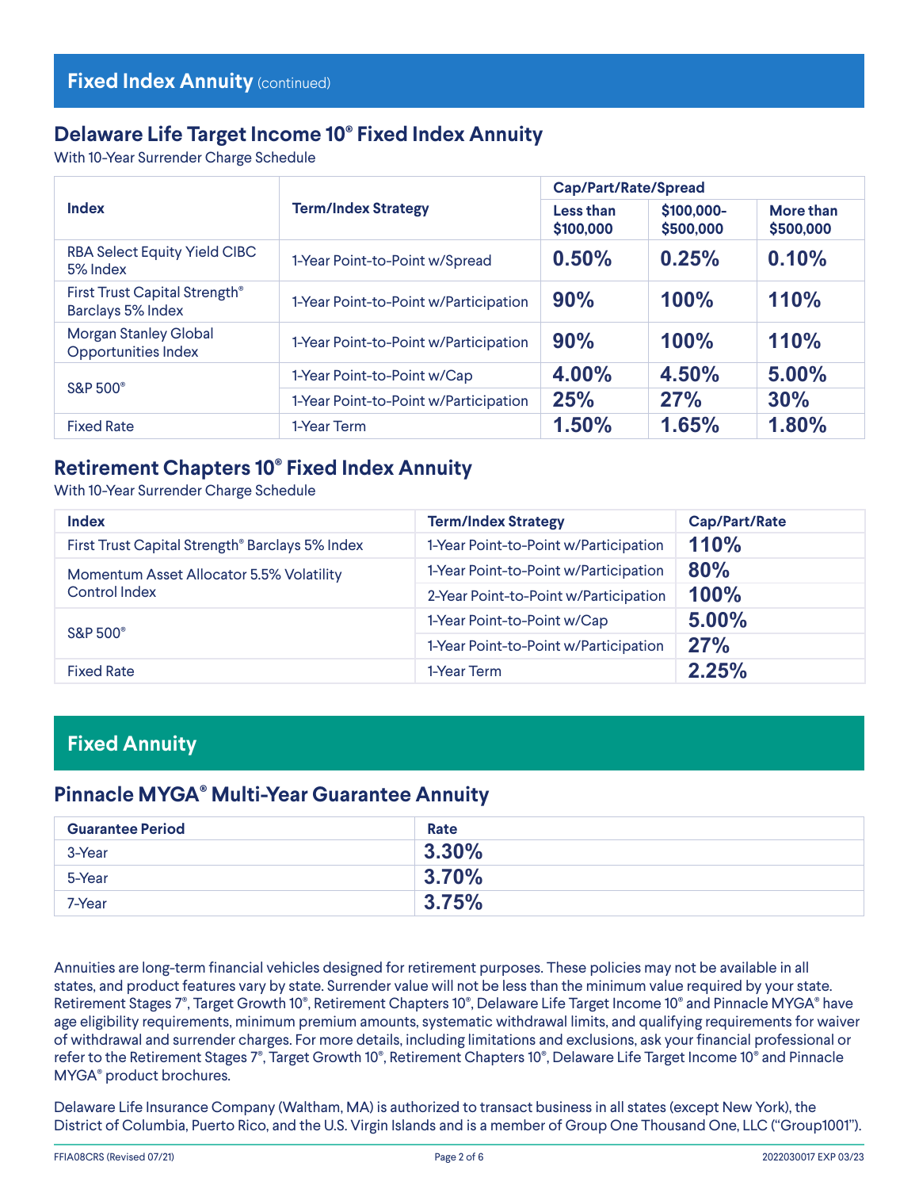## Fixed Index Annuity (continued)

### Delaware Life Target Income 10® Fixed Index Annuity

With 10-Year Surrender Charge Schedule

| Index | Term/Index Strategy | Cap/Part/Rate/Spread | | |
|---|---|---|---|---|
| | | Less than $100,000 | $100,000-$500,000 | More than $500,000 |
| RBA Select Equity Yield CIBC 5% Index | 1-Year Point-to-Point w/Spread | **0.50%** | **0.25%** | **0.10%** |
| First Trust Capital Strength® Barclays 5% Index | 1-Year Point-to-Point w/Participation | **90%** | **100%** | **110%** |
| Morgan Stanley Global Opportunities Index | 1-Year Point-to-Point w/Participation | **90%** | **100%** | **110%** |
| S&P 500® | 1-Year Point-to-Point w/Cap | **4.00%** | **4.50%** | **5.00%** |
| | 1-Year Point-to-Point w/Participation | **25%** | **27%** | **30%** |
| Fixed Rate | 1-Year Term | **1.50%** | **1.65%** | **1.80%** |

### Retirement Chapters 10® Fixed Index Annuity

With 10-Year Surrender Charge Schedule

| Index | Term/Index Strategy | Cap/Part/Rate |
|---|---|---|
| First Trust Capital Strength® Barclays 5% Index | 1-Year Point-to-Point w/Participation | **110%** |
| Momentum Asset Allocator 5.5% Volatility Control Index | 1-Year Point-to-Point w/Participation | **80%** |
| | 2-Year Point-to-Point w/Participation | **100%** |
| S&P 500® | 1-Year Point-to-Point w/Cap | **5.00%** |
| | 1-Year Point-to-Point w/Participation | **27%** |
| Fixed Rate | 1-Year Term | **2.25%** |

## Fixed Annuity

### Pinnacle MYGA® Multi-Year Guarantee Annuity

| Guarantee Period | Rate |
|---|---|
| 3-Year | **3.30%** |
| 5-Year | **3.70%** |
| 7-Year | **3.75%** |

Annuities are long-term financial vehicles designed for retirement purposes. These policies may not be available in all states, and product features vary by state. Surrender value will not be less than the minimum value required by your state. Retirement Stages 7®, Target Growth 10®, Retirement Chapters 10®, Delaware Life Target Income 10® and Pinnacle MYGA® have age eligibility requirements, minimum premium amounts, systematic withdrawal limits, and qualifying requirements for waiver of withdrawal and surrender charges. For more details, including limitations and exclusions, ask your financial professional or refer to the Retirement Stages 7®, Target Growth 10®, Retirement Chapters 10®, Delaware Life Target Income 10® and Pinnacle MYGA® product brochures.

Delaware Life Insurance Company (Waltham, MA) is authorized to transact business in all states (except New York), the District of Columbia, Puerto Rico, and the U.S. Virgin Islands and is a member of Group One Thousand One, LLC ("Group1001").

FFIA08CRS (Revised 07/21) 2022030017 EXP 03/23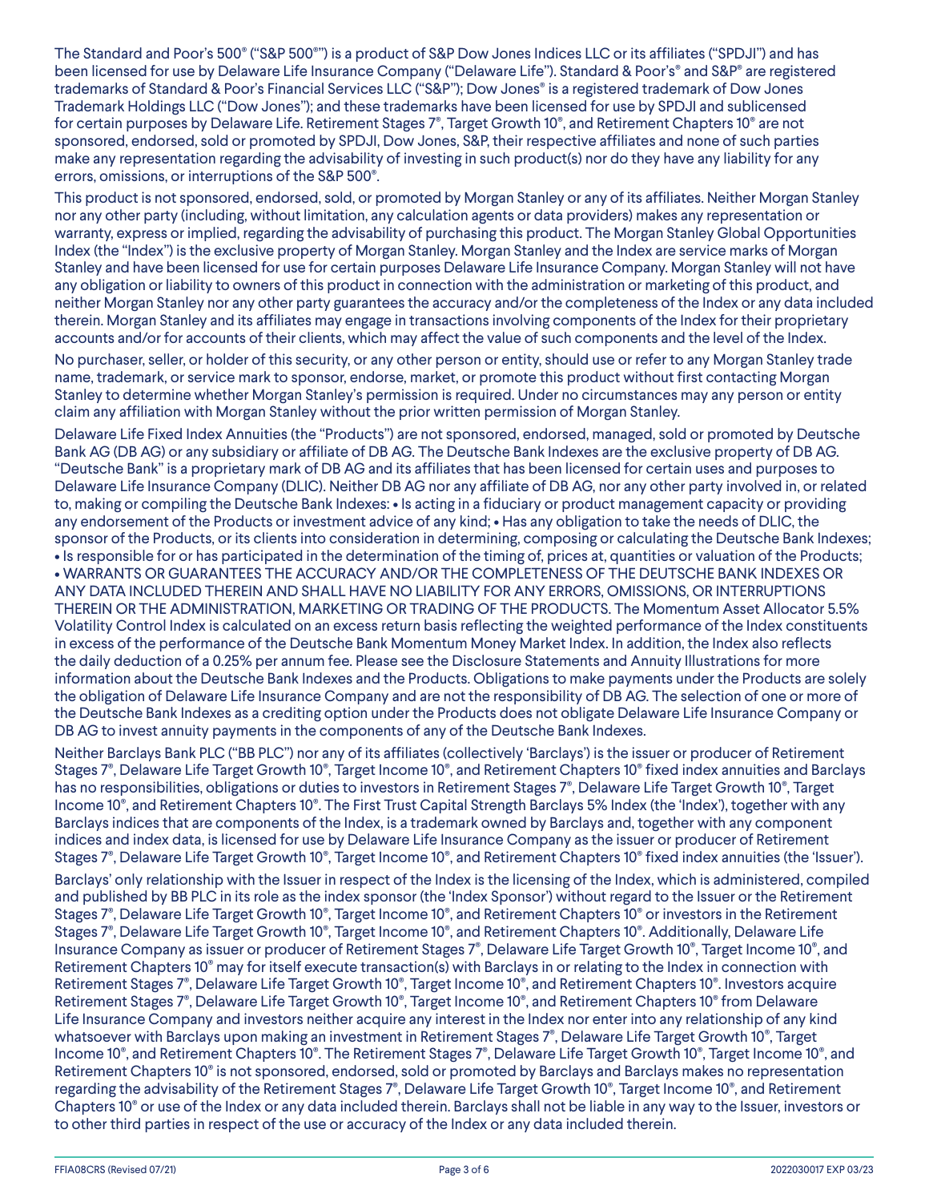The Standard and Poor's 500® ("S&P 500®") is a product of S&P Dow Jones Indices LLC or its affiliates ("SPDJI") and has been licensed for use by Delaware Life Insurance Company ("Delaware Life"). Standard & Poor's® and S&P® are registered trademarks of Standard & Poor's Financial Services LLC ("S&P"); Dow Jones® is a registered trademark of Dow Jones Trademark Holdings LLC ("Dow Jones"); and these trademarks have been licensed for use by SPDJI and sublicensed for certain purposes by Delaware Life. Retirement Stages 7®, Target Growth 10®, and Retirement Chapters 10® are not sponsored, endorsed, sold or promoted by SPDJI, Dow Jones, S&P, their respective affiliates and none of such parties make any representation regarding the advisability of investing in such product(s) nor do they have any liability for any errors, omissions, or interruptions of the S&P 500®.

This product is not sponsored, endorsed, sold, or promoted by Morgan Stanley or any of its affiliates. Neither Morgan Stanley nor any other party (including, without limitation, any calculation agents or data providers) makes any representation or warranty, express or implied, regarding the advisability of purchasing this product. The Morgan Stanley Global Opportunities Index (the "Index") is the exclusive property of Morgan Stanley. Morgan Stanley and the Index are service marks of Morgan Stanley and have been licensed for use for certain purposes Delaware Life Insurance Company. Morgan Stanley will not have any obligation or liability to owners of this product in connection with the administration or marketing of this product, and neither Morgan Stanley nor any other party guarantees the accuracy and/or the completeness of the Index or any data included therein. Morgan Stanley and its affiliates may engage in transactions involving components of the Index for their proprietary accounts and/or for accounts of their clients, which may affect the value of such components and the level of the Index.

No purchaser, seller, or holder of this security, or any other person or entity, should use or refer to any Morgan Stanley trade name, trademark, or service mark to sponsor, endorse, market, or promote this product without first contacting Morgan Stanley to determine whether Morgan Stanley's permission is required. Under no circumstances may any person or entity claim any affiliation with Morgan Stanley without the prior written permission of Morgan Stanley.

Delaware Life Fixed Index Annuities (the "Products") are not sponsored, endorsed, managed, sold or promoted by Deutsche Bank AG (DB AG) or any subsidiary or affiliate of DB AG. The Deutsche Bank Indexes are the exclusive property of DB AG. "Deutsche Bank" is a proprietary mark of DB AG and its affiliates that has been licensed for certain uses and purposes to Delaware Life Insurance Company (DLIC). Neither DB AG nor any affiliate of DB AG, nor any other party involved in, or related to, making or compiling the Deutsche Bank Indexes: • Is acting in a fiduciary or product management capacity or providing any endorsement of the Products or investment advice of any kind; • Has any obligation to take the needs of DLIC, the sponsor of the Products, or its clients into consideration in determining, composing or calculating the Deutsche Bank Indexes; • Is responsible for or has participated in the determination of the timing of, prices at, quantities or valuation of the Products; • WARRANTS OR GUARANTEES THE ACCURACY AND/OR THE COMPLETENESS OF THE DEUTSCHE BANK INDEXES OR ANY DATA INCLUDED THEREIN AND SHALL HAVE NO LIABILITY FOR ANY ERRORS, OMISSIONS, OR INTERRUPTIONS THEREIN OR THE ADMINISTRATION, MARKETING OR TRADING OF THE PRODUCTS. The Momentum Asset Allocator 5.5% Volatility Control Index is calculated on an excess return basis reflecting the weighted performance of the Index constituents in excess of the performance of the Deutsche Bank Momentum Money Market Index. In addition, the Index also reflects the daily deduction of a 0.25% per annum fee. Please see the Disclosure Statements and Annuity Illustrations for more information about the Deutsche Bank Indexes and the Products. Obligations to make payments under the Products are solely the obligation of Delaware Life Insurance Company and are not the responsibility of DB AG. The selection of one or more of the Deutsche Bank Indexes as a crediting option under the Products does not obligate Delaware Life Insurance Company or DB AG to invest annuity payments in the components of any of the Deutsche Bank Indexes.

Neither Barclays Bank PLC ("BB PLC") nor any of its affiliates (collectively 'Barclays') is the issuer or producer of Retirement Stages 7®, Delaware Life Target Growth 10®, Target Income 10®, and Retirement Chapters 10® fixed index annuities and Barclays has no responsibilities, obligations or duties to investors in Retirement Stages 7®, Delaware Life Target Growth 10®, Target Income 10®, and Retirement Chapters 10®. The First Trust Capital Strength Barclays 5% Index (the 'Index'), together with any Barclays indices that are components of the Index, is a trademark owned by Barclays and, together with any component indices and index data, is licensed for use by Delaware Life Insurance Company as the issuer or producer of Retirement Stages 7®, Delaware Life Target Growth 10®, Target Income 10®, and Retirement Chapters 10® fixed index annuities (the 'Issuer').

Barclays' only relationship with the Issuer in respect of the Index is the licensing of the Index, which is administered, compiled and published by BB PLC in its role as the index sponsor (the 'Index Sponsor') without regard to the Issuer or the Retirement Stages 7®, Delaware Life Target Growth 10®, Target Income 10®, and Retirement Chapters 10® or investors in the Retirement Stages 7®, Delaware Life Target Growth 10®, Target Income 10®, and Retirement Chapters 10®. Additionally, Delaware Life Insurance Company as issuer or producer of Retirement Stages 7®, Delaware Life Target Growth 10®, Target Income 10®, and Retirement Chapters 10® may for itself execute transaction(s) with Barclays in or relating to the Index in connection with Retirement Stages 7®, Delaware Life Target Growth 10®, Target Income 10®, and Retirement Chapters 10®. Investors acquire Retirement Stages 7®, Delaware Life Target Growth 10®, Target Income 10®, and Retirement Chapters 10® from Delaware Life Insurance Company and investors neither acquire any interest in the Index nor enter into any relationship of any kind whatsoever with Barclays upon making an investment in Retirement Stages 7®, Delaware Life Target Growth 10®, Target Income 10®, and Retirement Chapters 10®. The Retirement Stages 7®, Delaware Life Target Growth 10®, Target Income 10®, and Retirement Chapters 10® is not sponsored, endorsed, sold or promoted by Barclays and Barclays makes no representation regarding the advisability of the Retirement Stages 7®, Delaware Life Target Growth 10®, Target Income 10®, and Retirement Chapters 10® or use of the Index or any data included therein. Barclays shall not be liable in any way to the Issuer, investors or to other third parties in respect of the use or accuracy of the Index or any data included therein.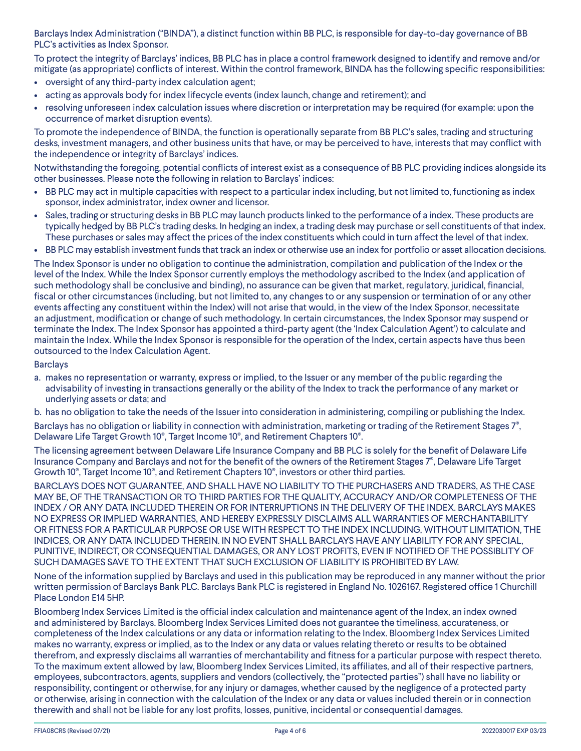Barclays Index Administration ("BINDA"), a distinct function within BB PLC, is responsible for day-to-day governance of BB PLC's activities as Index Sponsor.

To protect the integrity of Barclays' indices, BB PLC has in place a control framework designed to identify and remove and/or mitigate (as appropriate) conflicts of interest. Within the control framework, BINDA has the following specific responsibilities:

- oversight of any third-party index calculation agent;
- acting as approvals body for index lifecycle events (index launch, change and retirement); and
- resolving unforeseen index calculation issues where discretion or interpretation may be required (for example: upon the occurrence of market disruption events).

To promote the independence of BINDA, the function is operationally separate from BB PLC's sales, trading and structuring desks, investment managers, and other business units that have, or may be perceived to have, interests that may conflict with the independence or integrity of Barclays' indices.

Notwithstanding the foregoing, potential conflicts of interest exist as a consequence of BB PLC providing indices alongside its other businesses. Please note the following in relation to Barclays' indices:

- BB PLC may act in multiple capacities with respect to a particular index including, but not limited to, functioning as index sponsor, index administrator, index owner and licensor.
- Sales, trading or structuring desks in BB PLC may launch products linked to the performance of a index. These products are typically hedged by BB PLC's trading desks. In hedging an index, a trading desk may purchase or sell constituents of that index. These purchases or sales may affect the prices of the index constituents which could in turn affect the level of that index.
- BB PLC may establish investment funds that track an index or otherwise use an index for portfolio or asset allocation decisions.

The Index Sponsor is under no obligation to continue the administration, compilation and publication of the Index or the level of the Index. While the Index Sponsor currently employs the methodology ascribed to the Index (and application of such methodology shall be conclusive and binding), no assurance can be given that market, regulatory, juridical, financial, fiscal or other circumstances (including, but not limited to, any changes to or any suspension or termination of or any other events affecting any constituent within the Index) will not arise that would, in the view of the Index Sponsor, necessitate an adjustment, modification or change of such methodology. In certain circumstances, the Index Sponsor may suspend or terminate the Index. The Index Sponsor has appointed a third-party agent (the 'Index Calculation Agent') to calculate and maintain the Index. While the Index Sponsor is responsible for the operation of the Index, certain aspects have thus been outsourced to the Index Calculation Agent.

Barclays

a. makes no representation or warranty, express or implied, to the Issuer or any member of the public regarding the advisability of investing in transactions generally or the ability of the Index to track the performance of any market or underlying assets or data; and

b. has no obligation to take the needs of the Issuer into consideration in administering, compiling or publishing the Index.

Barclays has no obligation or liability in connection with administration, marketing or trading of the Retirement Stages 7®, Delaware Life Target Growth 10®, Target Income 10®, and Retirement Chapters 10®.

The licensing agreement between Delaware Life Insurance Company and BB PLC is solely for the benefit of Delaware Life Insurance Company and Barclays and not for the benefit of the owners of the Retirement Stages 7®, Delaware Life Target Growth 10®, Target Income 10®, and Retirement Chapters 10®, investors or other third parties.

BARCLAYS DOES NOT GUARANTEE, AND SHALL HAVE NO LIABILITY TO THE PURCHASERS AND TRADERS, AS THE CASE MAY BE, OF THE TRANSACTION OR TO THIRD PARTIES FOR THE QUALITY, ACCURACY AND/OR COMPLETENESS OF THE INDEX / OR ANY DATA INCLUDED THEREIN OR FOR INTERRUPTIONS IN THE DELIVERY OF THE INDEX. BARCLAYS MAKES NO EXPRESS OR IMPLIED WARRANTIES, AND HEREBY EXPRESSLY DISCLAIMS ALL WARRANTIES OF MERCHANTABILITY OR FITNESS FOR A PARTICULAR PURPOSE OR USE WITH RESPECT TO THE INDEX INCLUDING, WITHOUT LIMITATION, THE INDICES, OR ANY DATA INCLUDED THEREIN. IN NO EVENT SHALL BARCLAYS HAVE ANY LIABILITY FOR ANY SPECIAL, PUNITIVE, INDIRECT, OR CONSEQUENTIAL DAMAGES, OR ANY LOST PROFITS, EVEN IF NOTIFIED OF THE POSSIBLITY OF SUCH DAMAGES SAVE TO THE EXTENT THAT SUCH EXCLUSION OF LIABILITY IS PROHIBITED BY LAW.

None of the information supplied by Barclays and used in this publication may be reproduced in any manner without the prior written permission of Barclays Bank PLC. Barclays Bank PLC is registered in England No. 1026167. Registered office 1 Churchill Place London E14 5HP.

Bloomberg Index Services Limited is the official index calculation and maintenance agent of the Index, an index owned and administered by Barclays. Bloomberg Index Services Limited does not guarantee the timeliness, accurateness, or completeness of the Index calculations or any data or information relating to the Index. Bloomberg Index Services Limited makes no warranty, express or implied, as to the Index or any data or values relating thereto or results to be obtained therefrom, and expressly disclaims all warranties of merchantability and fitness for a particular purpose with respect thereto. To the maximum extent allowed by law, Bloomberg Index Services Limited, its affiliates, and all of their respective partners, employees, subcontractors, agents, suppliers and vendors (collectively, the "protected parties") shall have no liability or responsibility, contingent or otherwise, for any injury or damages, whether caused by the negligence of a protected party or otherwise, arising in connection with the calculation of the Index or any data or values included therein or in connection therewith and shall not be liable for any lost profits, losses, punitive, incidental or consequential damages.

FFIA08CRS (Revised 07/21) 2022030017 EXP 03/23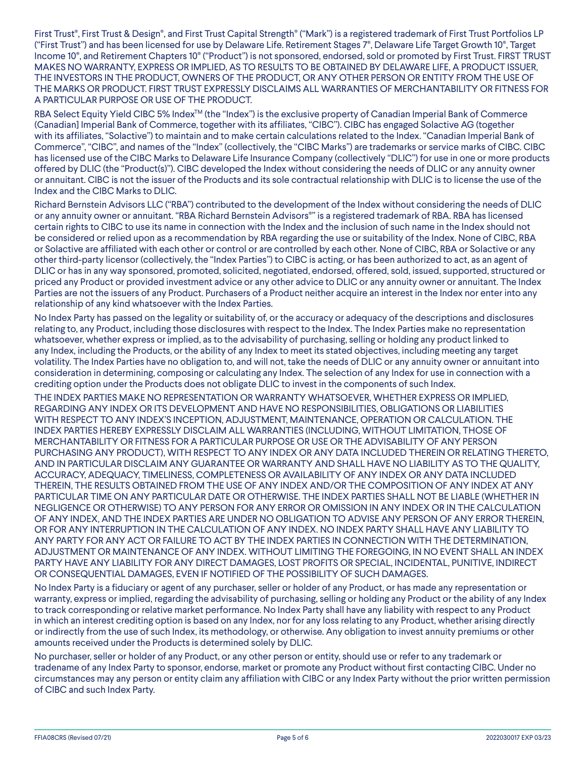First Trust®, First Trust & Design®, and First Trust Capital Strength® ("Mark") is a registered trademark of First Trust Portfolios LP ("First Trust") and has been licensed for use by Delaware Life. Retirement Stages 7®, Delaware Life Target Growth 10®, Target Income 10®, and Retirement Chapters 10® ("Product") is not sponsored, endorsed, sold or promoted by First Trust. FIRST TRUST MAKES NO WARRANTY, EXPRESS OR IMPLIED, AS TO RESULTS TO BE OBTAINED BY DELAWARE LIFE, A PRODUCT ISSUER, THE INVESTORS IN THE PRODUCT, OWNERS OF THE PRODUCT, OR ANY OTHER PERSON OR ENTITY FROM THE USE OF THE MARKS OR PRODUCT. FIRST TRUST EXPRESSLY DISCLAIMS ALL WARRANTIES OF MERCHANTABILITY OR FITNESS FOR A PARTICULAR PURPOSE OR USE OF THE PRODUCT.

RBA Select Equity Yield CIBC 5% Index™ (the "Index") is the exclusive property of Canadian Imperial Bank of Commerce (Canadian] Imperial Bank of Commerce, together with its affiliates, "CIBC"). CIBC has engaged Solactive AG (together with its affiliates, "Solactive") to maintain and to make certain calculations related to the Index. "Canadian Imperial Bank of Commerce", "CIBC", and names of the "Index" (collectively, the "CIBC Marks") are trademarks or service marks of CIBC. CIBC has licensed use of the CIBC Marks to Delaware Life Insurance Company (collectively "DLIC") for use in one or more products offered by DLIC (the "Product(s)"). CIBC developed the Index without considering the needs of DLIC or any annuity owner or annuitant. CIBC is not the issuer of the Products and its sole contractual relationship with DLIC is to license the use of the Index and the CIBC Marks to DLIC.

Richard Bernstein Advisors LLC ("RBA") contributed to the development of the Index without considering the needs of DLIC or any annuity owner or annuitant. "RBA Richard Bernstein Advisors®" is a registered trademark of RBA. RBA has licensed certain rights to CIBC to use its name in connection with the Index and the inclusion of such name in the Index should not be considered or relied upon as a recommendation by RBA regarding the use or suitability of the Index. None of CIBC, RBA or Solactive are affiliated with each other or control or are controlled by each other. None of CIBC, RBA or Solactive or any other third-party licensor (collectively, the "Index Parties") to CIBC is acting, or has been authorized to act, as an agent of DLIC or has in any way sponsored, promoted, solicited, negotiated, endorsed, offered, sold, issued, supported, structured or priced any Product or provided investment advice or any other advice to DLIC or any annuity owner or annuitant. The Index Parties are not the issuers of any Product. Purchasers of a Product neither acquire an interest in the Index nor enter into any relationship of any kind whatsoever with the Index Parties.

No Index Party has passed on the legality or suitability of, or the accuracy or adequacy of the descriptions and disclosures relating to, any Product, including those disclosures with respect to the Index. The Index Parties make no representation whatsoever, whether express or implied, as to the advisability of purchasing, selling or holding any product linked to any Index, including the Products, or the ability of any Index to meet its stated objectives, including meeting any target volatility. The Index Parties have no obligation to, and will not, take the needs of DLIC or any annuity owner or annuitant into consideration in determining, composing or calculating any Index. The selection of any Index for use in connection with a crediting option under the Products does not obligate DLIC to invest in the components of such Index.

THE INDEX PARTIES MAKE NO REPRESENTATION OR WARRANTY WHATSOEVER, WHETHER EXPRESS OR IMPLIED, REGARDING ANY INDEX OR ITS DEVELOPMENT AND HAVE NO RESPONSIBILITIES, OBLIGATIONS OR LIABILITIES WITH RESPECT TO ANY INDEX'S INCEPTION, ADJUSTMENT, MAINTENANCE, OPERATION OR CALCULATION. THE INDEX PARTIES HEREBY EXPRESSLY DISCLAIM ALL WARRANTIES (INCLUDING, WITHOUT LIMITATION, THOSE OF MERCHANTABILITY OR FITNESS FOR A PARTICULAR PURPOSE OR USE OR THE ADVISABILITY OF ANY PERSON PURCHASING ANY PRODUCT), WITH RESPECT TO ANY INDEX OR ANY DATA INCLUDED THEREIN OR RELATING THERETO, AND IN PARTICULAR DISCLAIM ANY GUARANTEE OR WARRANTY AND SHALL HAVE NO LIABILITY AS TO THE QUALITY, ACCURACY, ADEQUACY, TIMELINESS, COMPLETENESS OR AVAILABILITY OF ANY INDEX OR ANY DATA INCLUDED THEREIN, THE RESULTS OBTAINED FROM THE USE OF ANY INDEX AND/OR THE COMPOSITION OF ANY INDEX AT ANY PARTICULAR TIME ON ANY PARTICULAR DATE OR OTHERWISE. THE INDEX PARTIES SHALL NOT BE LIABLE (WHETHER IN NEGLIGENCE OR OTHERWISE) TO ANY PERSON FOR ANY ERROR OR OMISSION IN ANY INDEX OR IN THE CALCULATION OF ANY INDEX, AND THE INDEX PARTIES ARE UNDER NO OBLIGATION TO ADVISE ANY PERSON OF ANY ERROR THEREIN, OR FOR ANY INTERRUPTION IN THE CALCULATION OF ANY INDEX. NO INDEX PARTY SHALL HAVE ANY LIABILITY TO ANY PARTY FOR ANY ACT OR FAILURE TO ACT BY THE INDEX PARTIES IN CONNECTION WITH THE DETERMINATION, ADJUSTMENT OR MAINTENANCE OF ANY INDEX. WITHOUT LIMITING THE FOREGOING, IN NO EVENT SHALL AN INDEX PARTY HAVE ANY LIABILITY FOR ANY DIRECT DAMAGES, LOST PROFITS OR SPECIAL, INCIDENTAL, PUNITIVE, INDIRECT OR CONSEQUENTIAL DAMAGES, EVEN IF NOTIFIED OF THE POSSIBILITY OF SUCH DAMAGES.

No Index Party is a fiduciary or agent of any purchaser, seller or holder of any Product, or has made any representation or warranty, express or implied, regarding the advisability of purchasing, selling or holding any Product or the ability of any Index to track corresponding or relative market performance. No Index Party shall have any liability with respect to any Product in which an interest crediting option is based on any Index, nor for any loss relating to any Product, whether arising directly or indirectly from the use of such Index, its methodology, or otherwise. Any obligation to invest annuity premiums or other amounts received under the Products is determined solely by DLIC.

No purchaser, seller or holder of any Product, or any other person or entity, should use or refer to any trademark or tradename of any Index Party to sponsor, endorse, market or promote any Product without first contacting CIBC. Under no circumstances may any person or entity claim any affiliation with CIBC or any Index Party without the prior written permission of CIBC and such Index Party.

FFIA08CRS (Revised 07/21) 2022030017 EXP 03/23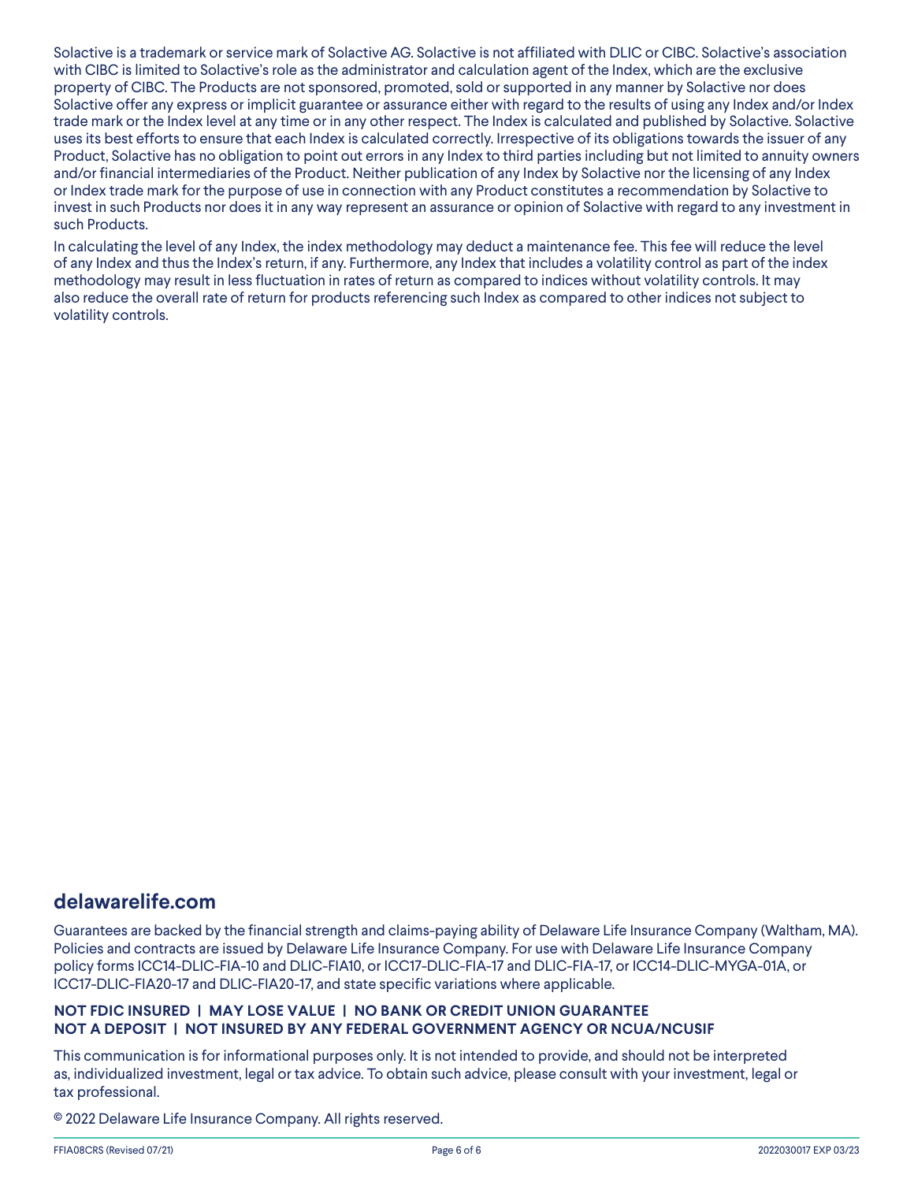Solactive is a trademark or service mark of Solactive AG. Solactive is not affiliated with DLIC or CIBC. Solactive's association with CIBC is limited to Solactive's role as the administrator and calculation agent of the Index, which are the exclusive property of CIBC. The Products are not sponsored, promoted, sold or supported in any manner by Solactive nor does Solactive offer any express or implicit guarantee or assurance either with regard to the results of using any Index and/or Index trade mark or the Index level at any time or in any other respect. The Index is calculated and published by Solactive. Solactive uses its best efforts to ensure that each Index is calculated correctly. Irrespective of its obligations towards the issuer of any Product, Solactive has no obligation to point out errors in any Index to third parties including but not limited to annuity owners and/or financial intermediaries of the Product. Neither publication of any Index by Solactive nor the licensing of any Index or Index trade mark for the purpose of use in connection with any Product constitutes a recommendation by Solactive to invest in such Products nor does it in any way represent an assurance or opinion of Solactive with regard to any investment in such Products.

In calculating the level of any Index, the index methodology may deduct a maintenance fee. This fee will reduce the level of any Index and thus the Index's return, if any. Furthermore, any Index that includes a volatility control as part of the index methodology may result in less fluctuation in rates of return as compared to indices without volatility controls. It may also reduce the overall rate of return for products referencing such Index as compared to other indices not subject to volatility controls.

## delawarelife.com

Guarantees are backed by the financial strength and claims-paying ability of Delaware Life Insurance Company (Waltham, MA). Policies and contracts are issued by Delaware Life Insurance Company. For use with Delaware Life Insurance Company policy forms ICC14-DLIC-FIA-10 and DLIC-FIA10, or ICC17-DLIC-FIA-17 and DLIC-FIA-17, or ICC14-DLIC-MYGA-01A, or ICC17-DLIC-FIA20-17 and DLIC-FIA20-17, and state specific variations where applicable.

**NOT FDIC INSURED | MAY LOSE VALUE | NO BANK OR CREDIT UNION GUARANTEE**
**NOT A DEPOSIT | NOT INSURED BY ANY FEDERAL GOVERNMENT AGENCY OR NCUA/NCUSIF**

This communication is for informational purposes only. It is not intended to provide, and should not be interpreted as, individualized investment, legal or tax advice. To obtain such advice, please consult with your investment, legal or tax professional.

© 2022 Delaware Life Insurance Company. All rights reserved.

FFIA08CRS (Revised 07/21) 2022030017 EXP 03/23